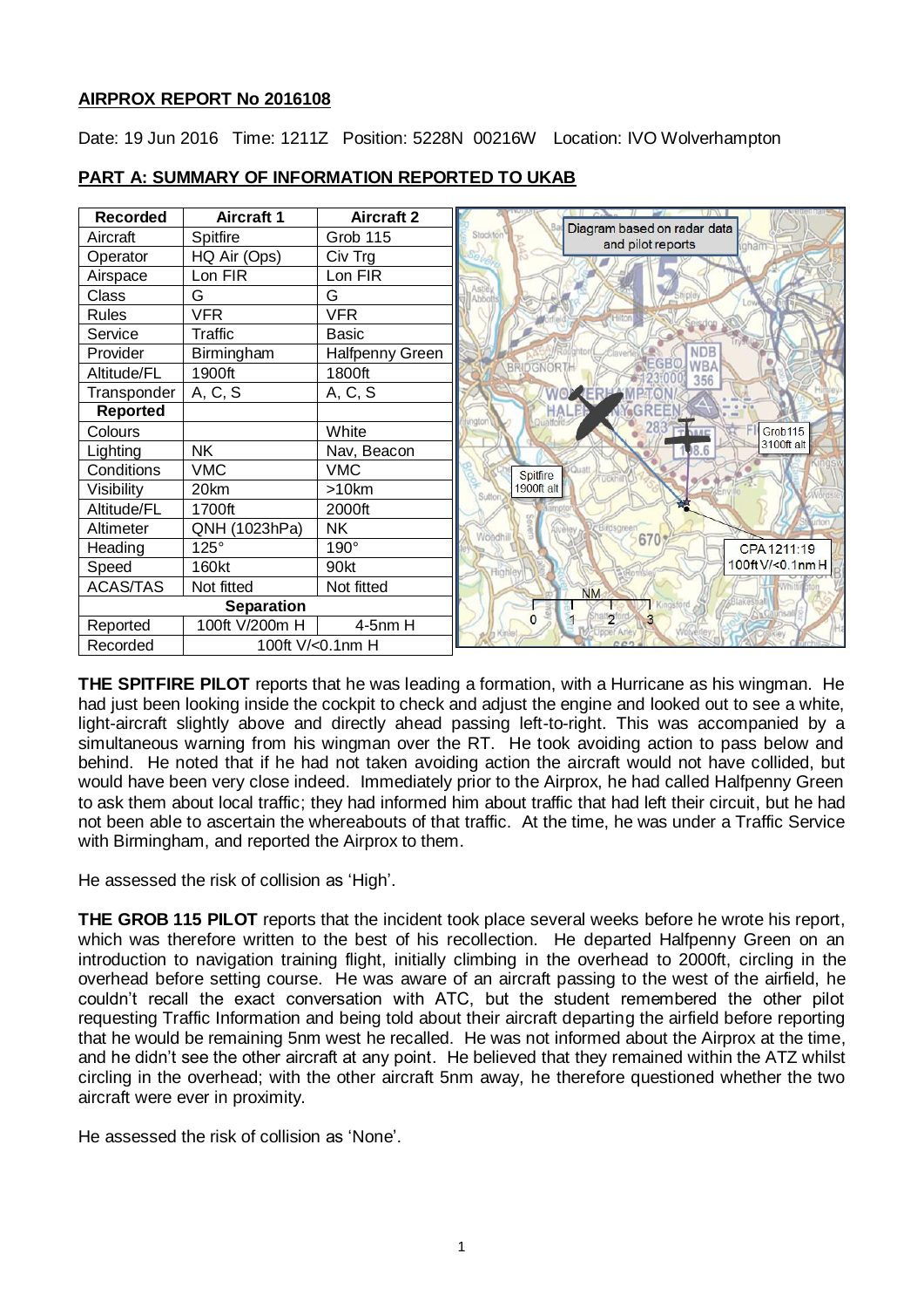## AIRPROX REPORT No 2016108

Date: 19 Jun 2016 Time: 1211Z Position: 5228N 00216W Location: IVO Wolverhampton

## PART A: SUMMARY OF INFORMATION REPORTED TO UKAB

| Recorded | Aircraft 1 | Aircraft 2 |
|---|---|---|
| Aircraft | Spitfire | Grob 115 |
| Operator | HQ Air (Ops) | Civ Trg |
| Airspace | Lon FIR | Lon FIR |
| Class | G | G |
| Rules | VFR | VFR |
| Service | Traffic | Basic |
| Provider | Birmingham | Halfpenny Green |
| Altitude/FL | 1900ft | 1800ft |
| Transponder | A, C, S | A, C, S |
| **Reported** | | |
| Colours | | White |
| Lighting | NK | Nav, Beacon |
| Conditions | VMC | VMC |
| Visibility | 20km | >10km |
| Altitude/FL | 1700ft | 2000ft |
| Altimeter | QNH (1023hPa) | NK |
| Heading | 125° | 190° |
| Speed | 160kt | 90kt |
| ACAS/TAS | Not fitted | Not fitted |
| **Separation** | | |
| Reported | 100ft V/200m H | 4-5nm H |
| Recorded | 100ft V/<0.1nm H | |

Diagram based on radar data and pilot reports

Grob115 3100ft alt

Spitfire 1900ft alt

CPA 1211:19 100ft V/<0.1nm H

**THE SPITFIRE PILOT** reports that he was leading a formation, with a Hurricane as his wingman. He had just been looking inside the cockpit to check and adjust the engine and looked out to see a white, light-aircraft slightly above and directly ahead passing left-to-right. This was accompanied by a simultaneous warning from his wingman over the RT. He took avoiding action to pass below and behind. He noted that if he had not taken avoiding action the aircraft would not have collided, but would have been very close indeed. Immediately prior to the Airprox, he had called Halfpenny Green to ask them about local traffic; they had informed him about traffic that had left their circuit, but he had not been able to ascertain the whereabouts of that traffic. At the time, he was under a Traffic Service with Birmingham, and reported the Airprox to them.

He assessed the risk of collision as 'High'.

**THE GROB 115 PILOT** reports that the incident took place several weeks before he wrote his report, which was therefore written to the best of his recollection. He departed Halfpenny Green on an introduction to navigation training flight, initially climbing in the overhead to 2000ft, circling in the overhead before setting course. He was aware of an aircraft passing to the west of the airfield, he couldn't recall the exact conversation with ATC, but the student remembered the other pilot requesting Traffic Information and being told about their aircraft departing the airfield before reporting that he would be remaining 5nm west he recalled. He was not informed about the Airprox at the time, and he didn't see the other aircraft at any point. He believed that they remained within the ATZ whilst circling in the overhead; with the other aircraft 5nm away, he therefore questioned whether the two aircraft were ever in proximity.

He assessed the risk of collision as 'None'.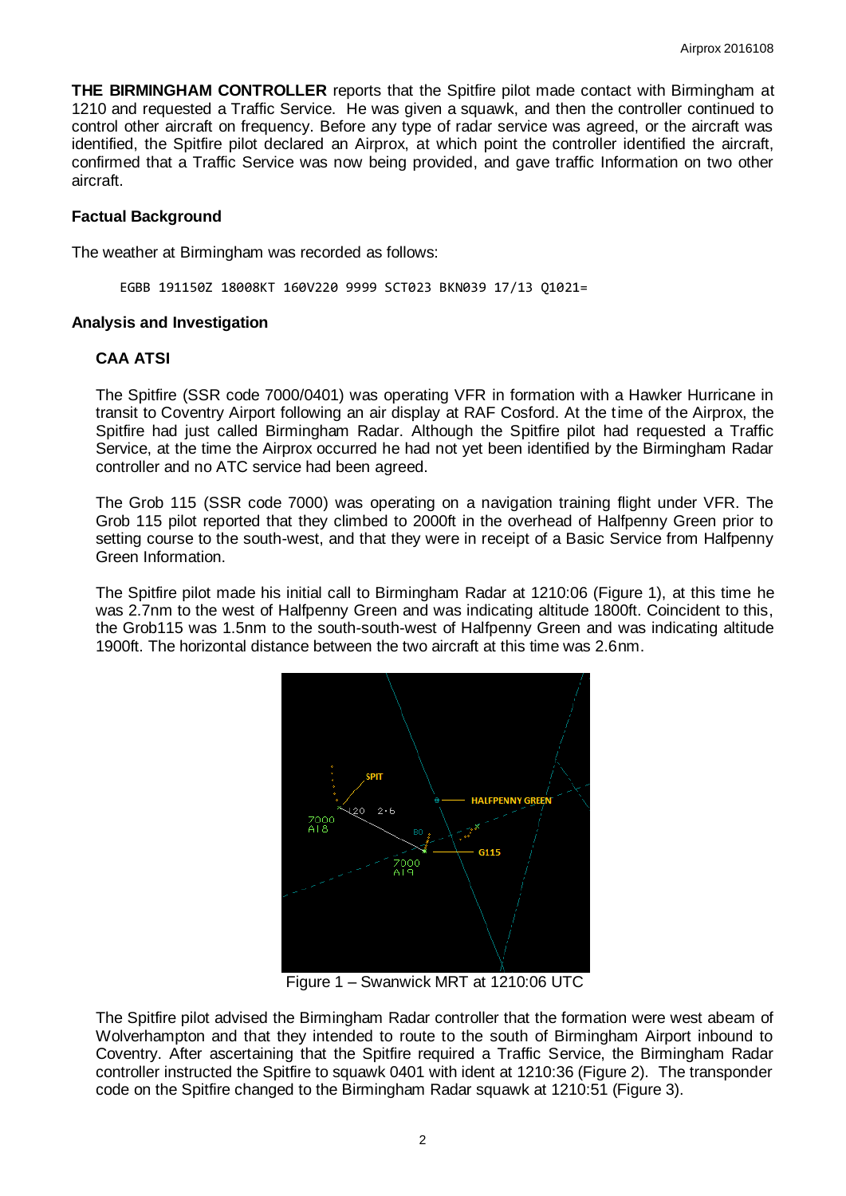**THE BIRMINGHAM CONTROLLER** reports that the Spitfire pilot made contact with Birmingham at 1210 and requested a Traffic Service. He was given a squawk, and then the controller continued to control other aircraft on frequency. Before any type of radar service was agreed, or the aircraft was identified, the Spitfire pilot declared an Airprox, at which point the controller identified the aircraft, confirmed that a Traffic Service was now being provided, and gave traffic Information on two other aircraft.

## Factual Background

The weather at Birmingham was recorded as follows:

```
EGBB 191150Z 18008KT 160V220 9999 SCT023 BKN039 17/13 Q1021=
```

## Analysis and Investigation

### CAA ATSI

The Spitfire (SSR code 7000/0401) was operating VFR in formation with a Hawker Hurricane in transit to Coventry Airport following an air display at RAF Cosford. At the time of the Airprox, the Spitfire pilot had just called Birmingham Radar. Although the Spitfire pilot had requested a Traffic Service, at the time the Airprox occurred he had not yet been identified by the Birmingham Radar controller and no ATC service had been agreed.

The Grob 115 (SSR code 7000) was operating on a navigation training flight under VFR. The Grob 115 pilot reported that they climbed to 2000ft in the overhead of Halfpenny Green prior to setting course to the south-west, and that they were in receipt of a Basic Service from Halfpenny Green Information.

The Spitfire pilot made his initial call to Birmingham Radar at 1210:06 (Figure 1), at this time he was 2.7nm to the west of Halfpenny Green and was indicating altitude 1800ft. Coincident to this, the Grob115 was 1.5nm to the south-south-west of Halfpenny Green and was indicating altitude 1900ft. The horizontal distance between the two aircraft at this time was 2.6nm.

Figure 1 – Swanwick MRT at 1210:06 UTC

The Spitfire pilot advised the Birmingham Radar controller that the formation were west abeam of Wolverhampton and that they intended to route to the south of Birmingham Airport inbound to Coventry. After ascertaining that the Spitfire required a Traffic Service, the Birmingham Radar controller instructed the Spitfire to squawk 0401 with ident at 1210:36 (Figure 2). The transponder code on the Spitfire changed to the Birmingham Radar squawk at 1210:51 (Figure 3).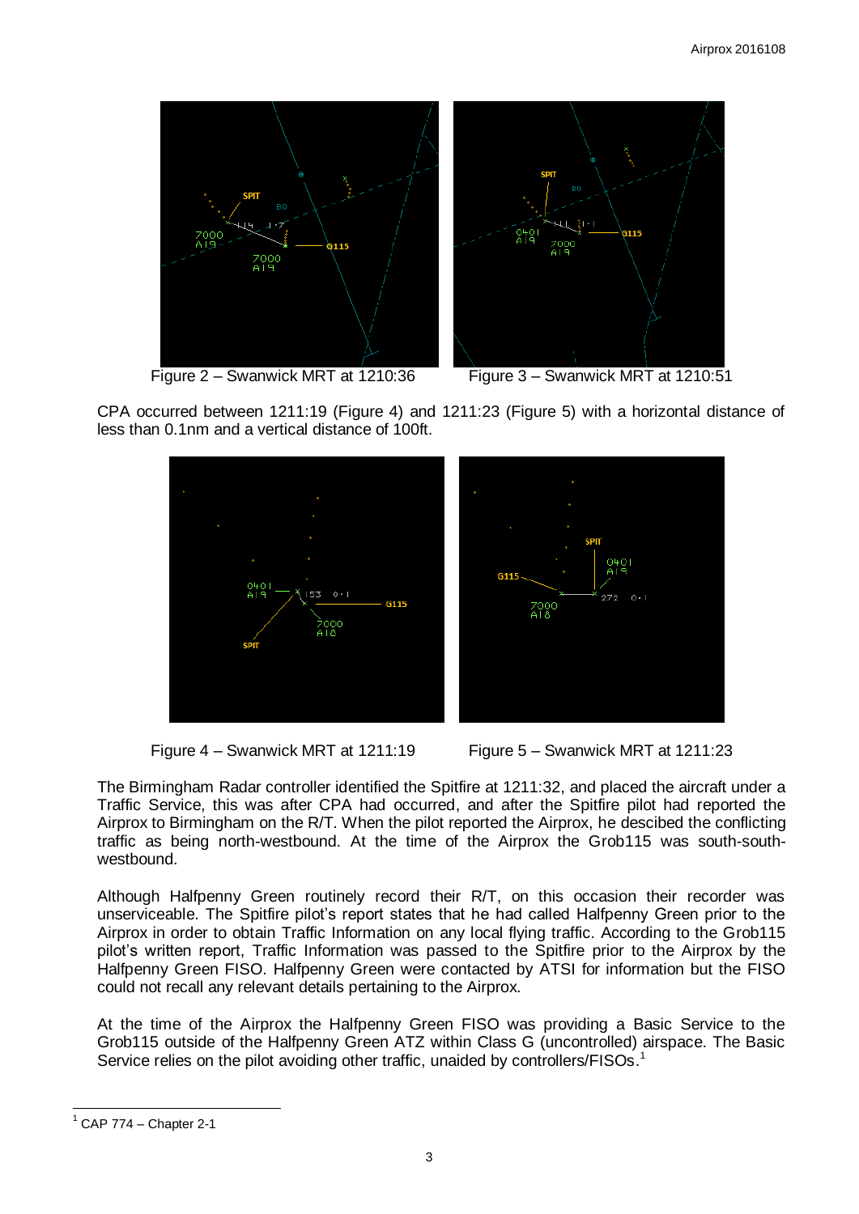Figure 2 – Swanwick MRT at 1210:36

Figure 3 – Swanwick MRT at 1210:51

CPA occurred between 1211:19 (Figure 4) and 1211:23 (Figure 5) with a horizontal distance of less than 0.1nm and a vertical distance of 100ft.

Figure 4 – Swanwick MRT at 1211:19

Figure 5 – Swanwick MRT at 1211:23

The Birmingham Radar controller identified the Spitfire at 1211:32, and placed the aircraft under a Traffic Service, this was after CPA had occurred, and after the Spitfire pilot had reported the Airprox to Birmingham on the R/T. When the pilot reported the Airprox, he descibed the conflicting traffic as being north-westbound. At the time of the Airprox the Grob115 was south-south-westbound.

Although Halfpenny Green routinely record their R/T, on this occasion their recorder was unserviceable. The Spitfire pilot's report states that he had called Halfpenny Green prior to the Airprox in order to obtain Traffic Information on any local flying traffic. According to the Grob115 pilot's written report, Traffic Information was passed to the Spitfire prior to the Airprox by the Halfpenny Green FISO. Halfpenny Green were contacted by ATSI for information but the FISO could not recall any relevant details pertaining to the Airprox.

At the time of the Airprox the Halfpenny Green FISO was providing a Basic Service to the Grob115 outside of the Halfpenny Green ATZ within Class G (uncontrolled) airspace. The Basic Service relies on the pilot avoiding other traffic, unaided by controllers/FISOs.[1]

[1] CAP 774 – Chapter 2-1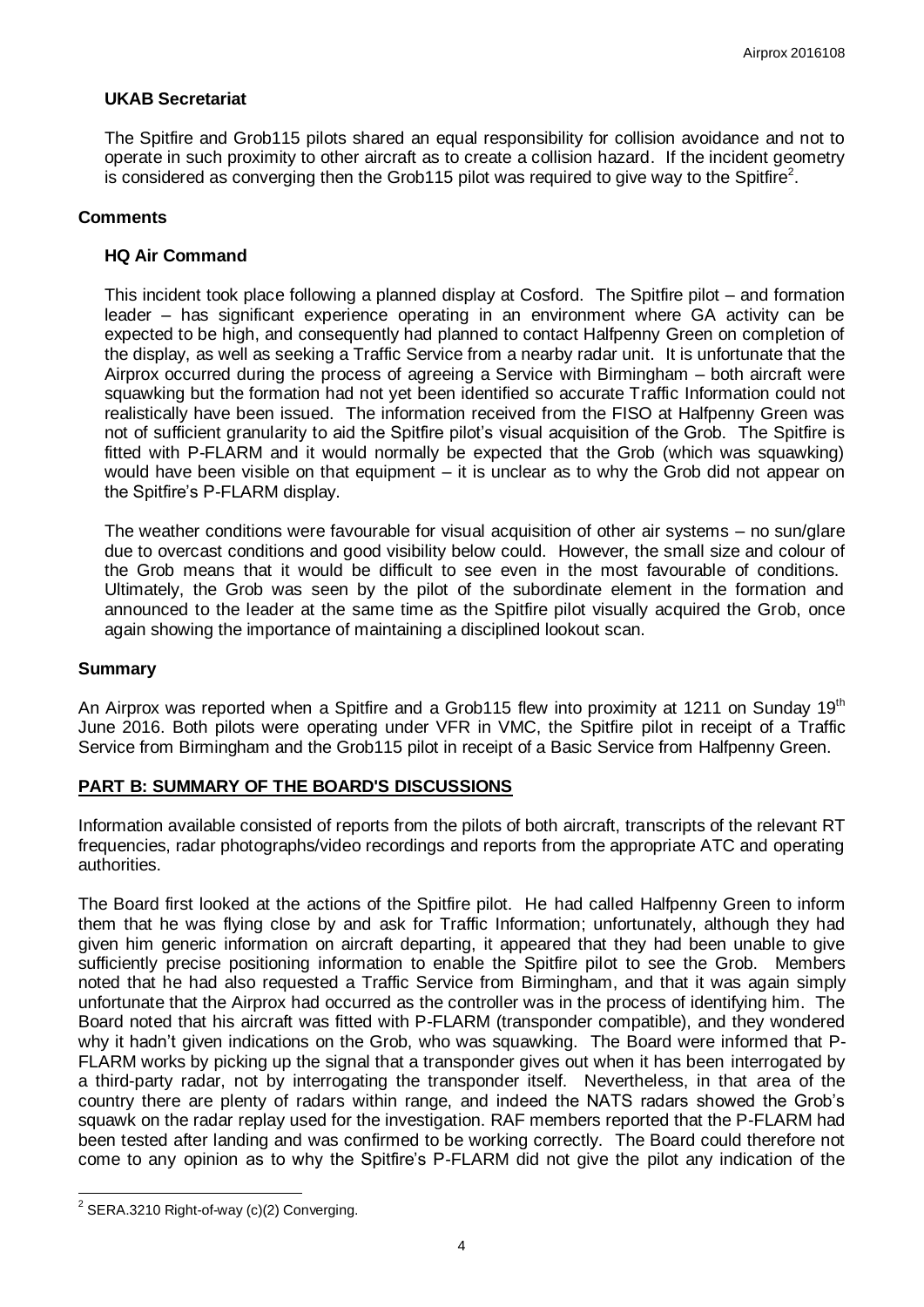### UKAB Secretariat

The Spitfire and Grob115 pilots shared an equal responsibility for collision avoidance and not to operate in such proximity to other aircraft as to create a collision hazard. If the incident geometry is considered as converging then the Grob115 pilot was required to give way to the Spitfire[2].

## Comments

### HQ Air Command

This incident took place following a planned display at Cosford. The Spitfire pilot – and formation leader – has significant experience operating in an environment where GA activity can be expected to be high, and consequently had planned to contact Halfpenny Green on completion of the display, as well as seeking a Traffic Service from a nearby radar unit. It is unfortunate that the Airprox occurred during the process of agreeing a Service with Birmingham – both aircraft were squawking but the formation had not yet been identified so accurate Traffic Information could not realistically have been issued. The information received from the FISO at Halfpenny Green was not of sufficient granularity to aid the Spitfire pilot's visual acquisition of the Grob. The Spitfire is fitted with P-FLARM and it would normally be expected that the Grob (which was squawking) would have been visible on that equipment – it is unclear as to why the Grob did not appear on the Spitfire's P-FLARM display.

The weather conditions were favourable for visual acquisition of other air systems – no sun/glare due to overcast conditions and good visibility below could. However, the small size and colour of the Grob means that it would be difficult to see even in the most favourable of conditions. Ultimately, the Grob was seen by the pilot of the subordinate element in the formation and announced to the leader at the same time as the Spitfire pilot visually acquired the Grob, once again showing the importance of maintaining a disciplined lookout scan.

## Summary

An Airprox was reported when a Spitfire and a Grob115 flew into proximity at 1211 on Sunday 19th June 2016. Both pilots were operating under VFR in VMC, the Spitfire pilot in receipt of a Traffic Service from Birmingham and the Grob115 pilot in receipt of a Basic Service from Halfpenny Green.

## PART B: SUMMARY OF THE BOARD'S DISCUSSIONS

Information available consisted of reports from the pilots of both aircraft, transcripts of the relevant RT frequencies, radar photographs/video recordings and reports from the appropriate ATC and operating authorities.

The Board first looked at the actions of the Spitfire pilot. He had called Halfpenny Green to inform them that he was flying close by and ask for Traffic Information; unfortunately, although they had given him generic information on aircraft departing, it appeared that they had been unable to give sufficiently precise positioning information to enable the Spitfire pilot to see the Grob. Members noted that he had also requested a Traffic Service from Birmingham, and that it was again simply unfortunate that the Airprox had occurred as the controller was in the process of identifying him. The Board noted that his aircraft was fitted with P-FLARM (transponder compatible), and they wondered why it hadn't given indications on the Grob, who was squawking. The Board were informed that P-FLARM works by picking up the signal that a transponder gives out when it has been interrogated by a third-party radar, not by interrogating the transponder itself. Nevertheless, in that area of the country there are plenty of radars within range, and indeed the NATS radars showed the Grob's squawk on the radar replay used for the investigation. RAF members reported that the P-FLARM had been tested after landing and was confirmed to be working correctly. The Board could therefore not come to any opinion as to why the Spitfire's P-FLARM did not give the pilot any indication of the

---

[2] SERA.3210 Right-of-way (c)(2) Converging.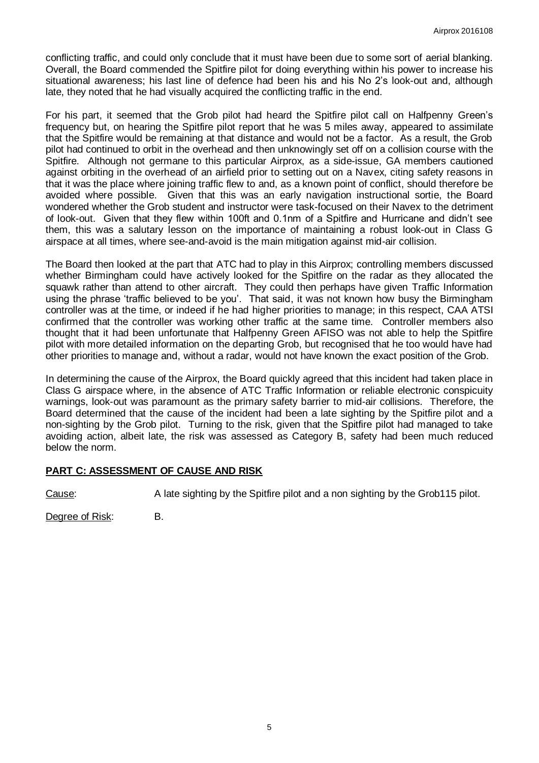conflicting traffic, and could only conclude that it must have been due to some sort of aerial blanking. Overall, the Board commended the Spitfire pilot for doing everything within his power to increase his situational awareness; his last line of defence had been his and his No 2's look-out and, although late, they noted that he had visually acquired the conflicting traffic in the end.

For his part, it seemed that the Grob pilot had heard the Spitfire pilot call on Halfpenny Green's frequency but, on hearing the Spitfire pilot report that he was 5 miles away, appeared to assimilate that the Spitfire would be remaining at that distance and would not be a factor. As a result, the Grob pilot had continued to orbit in the overhead and then unknowingly set off on a collision course with the Spitfire. Although not germane to this particular Airprox, as a side-issue, GA members cautioned against orbiting in the overhead of an airfield prior to setting out on a Navex, citing safety reasons in that it was the place where joining traffic flew to and, as a known point of conflict, should therefore be avoided where possible. Given that this was an early navigation instructional sortie, the Board wondered whether the Grob student and instructor were task-focused on their Navex to the detriment of look-out. Given that they flew within 100ft and 0.1nm of a Spitfire and Hurricane and didn't see them, this was a salutary lesson on the importance of maintaining a robust look-out in Class G airspace at all times, where see-and-avoid is the main mitigation against mid-air collision.

The Board then looked at the part that ATC had to play in this Airprox; controlling members discussed whether Birmingham could have actively looked for the Spitfire on the radar as they allocated the squawk rather than attend to other aircraft. They could then perhaps have given Traffic Information using the phrase 'traffic believed to be you'. That said, it was not known how busy the Birmingham controller was at the time, or indeed if he had higher priorities to manage; in this respect, CAA ATSI confirmed that the controller was working other traffic at the same time. Controller members also thought that it had been unfortunate that Halfpenny Green AFISO was not able to help the Spitfire pilot with more detailed information on the departing Grob, but recognised that he too would have had other priorities to manage and, without a radar, would not have known the exact position of the Grob.

In determining the cause of the Airprox, the Board quickly agreed that this incident had taken place in Class G airspace where, in the absence of ATC Traffic Information or reliable electronic conspicuity warnings, look-out was paramount as the primary safety barrier to mid-air collisions. Therefore, the Board determined that the cause of the incident had been a late sighting by the Spitfire pilot and a non-sighting by the Grob pilot. Turning to the risk, given that the Spitfire pilot had managed to take avoiding action, albeit late, the risk was assessed as Category B, safety had been much reduced below the norm.

## PART C: ASSESSMENT OF CAUSE AND RISK

Cause: A late sighting by the Spitfire pilot and a non sighting by the Grob115 pilot.

Degree of Risk: B.